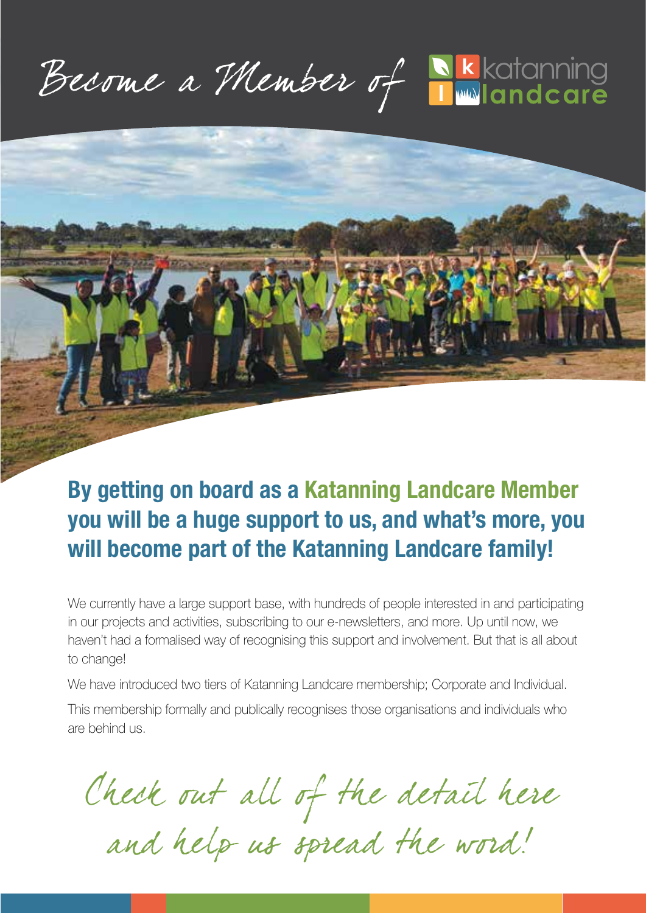# Become a Member of katanning landcare

## By getting on board as a Katanning Landcare Member you will be a huge support to us, and what's more, you will become part of the Katanning Landcare family!

We currently have a large support base, with hundreds of people interested in and participating in our projects and activities, subscribing to our e-newsletters, and more. Up until now, we haven't had a formalised way of recognising this support and involvement. But that is all about to change!

We have introduced two tiers of Katanning Landcare membership; Corporate and Individual.

This membership formally and publically recognises those organisations and individuals who are behind us.

*Check out all of the detail here and help us spread the word!*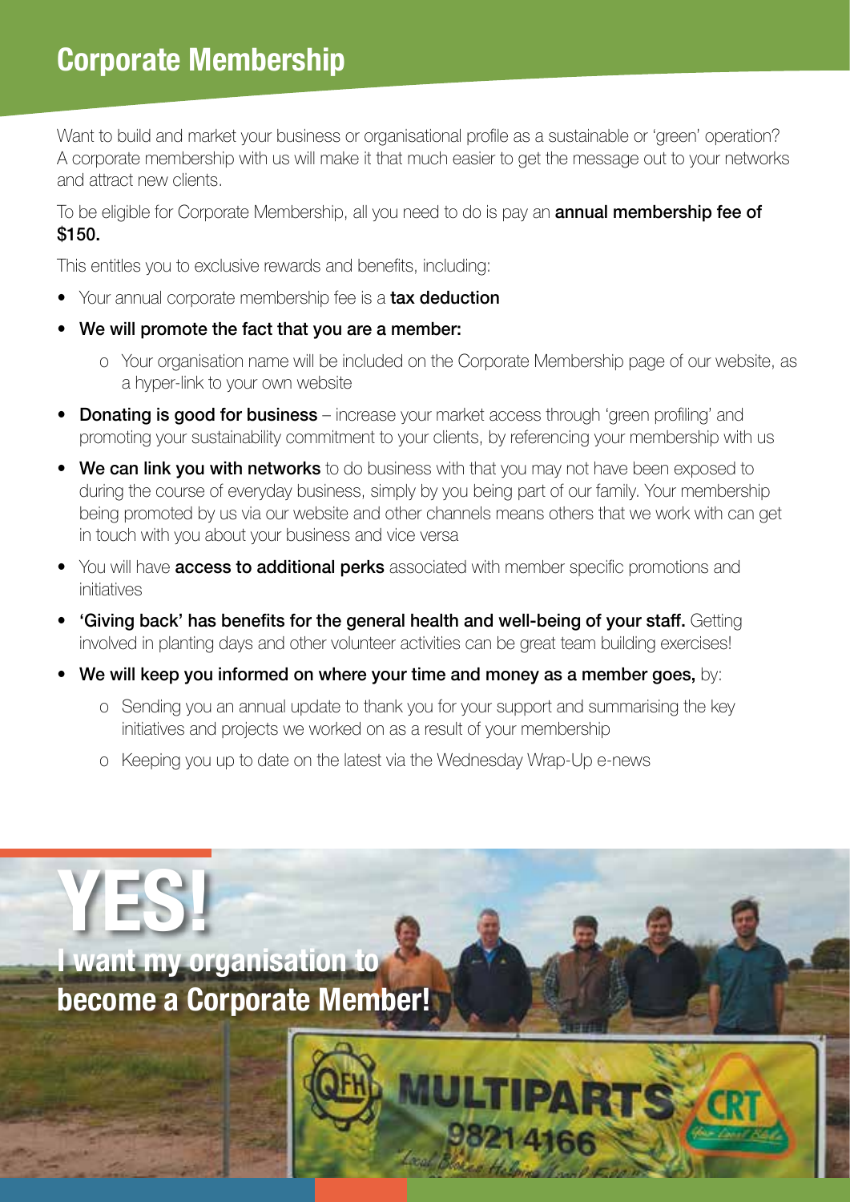# Corporate Membership

Want to build and market your business or organisational profile as a sustainable or 'green' operation? A corporate membership with us will make it that much easier to get the message out to your networks and attract new clients.

To be eligible for Corporate Membership, all you need to do is pay an **annual membership fee of $150.**

This entitles you to exclusive rewards and benefits, including:

- Your annual corporate membership fee is a **tax deduction**
- **We will promote the fact that you are a member:**
  - Your organisation name will be included on the Corporate Membership page of our website, as a hyper-link to your own website
- **Donating is good for business** – increase your market access through 'green profiling' and promoting your sustainability commitment to your clients, by referencing your membership with us
- **We can link you with networks** to do business with that you may not have been exposed to during the course of everyday business, simply by you being part of our family. Your membership being promoted by us via our website and other channels means others that we work with can get in touch with you about your business and vice versa
- You will have **access to additional perks** associated with member specific promotions and initiatives
- **'Giving back' has benefits for the general health and well-being of your staff.** Getting involved in planting days and other volunteer activities can be great team building exercises!
- **We will keep you informed on where your time and money as a member goes,** by:
  - Sending you an annual update to thank you for your support and summarising the key initiatives and projects we worked on as a result of your membership
  - Keeping you up to date on the latest via the Wednesday Wrap-Up e-news

# YES!

## I want my organisation to become a Corporate Member!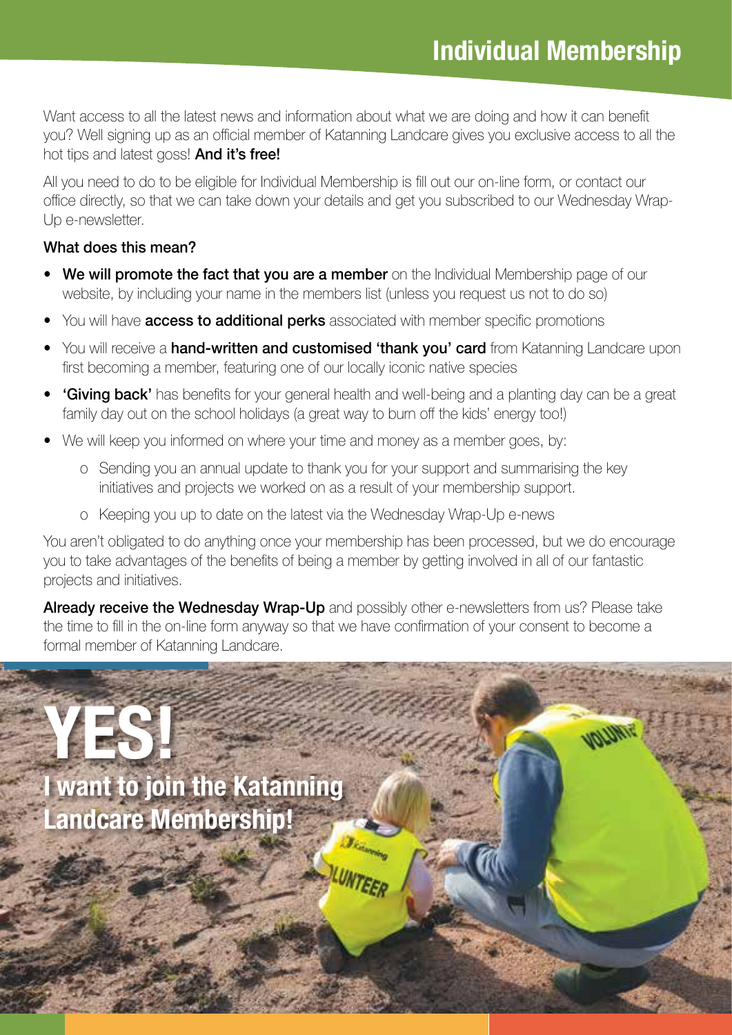# Individual Membership

Want access to all the latest news and information about what we are doing and how it can benefit you? Well signing up as an official member of Katanning Landcare gives you exclusive access to all the hot tips and latest goss! **And it's free!**

All you need to do to be eligible for Individual Membership is fill out our on-line form, or contact our office directly, so that we can take down your details and get you subscribed to our Wednesday Wrap-Up e-newsletter.

**What does this mean?**

- **We will promote the fact that you are a member** on the Individual Membership page of our website, by including your name in the members list (unless you request us not to do so)
- You will have **access to additional perks** associated with member specific promotions
- You will receive a **hand-written and customised 'thank you' card** from Katanning Landcare upon first becoming a member, featuring one of our locally iconic native species
- **'Giving back'** has benefits for your general health and well-being and a planting day can be a great family day out on the school holidays (a great way to burn off the kids' energy too!)
- We will keep you informed on where your time and money as a member goes, by:
  - Sending you an annual update to thank you for your support and summarising the key initiatives and projects we worked on as a result of your membership support.
  - Keeping you up to date on the latest via the Wednesday Wrap-Up e-news

You aren't obligated to do anything once your membership has been processed, but we do encourage you to take advantages of the benefits of being a member by getting involved in all of our fantastic projects and initiatives.

**Already receive the Wednesday Wrap-Up** and possibly other e-newsletters from us? Please take the time to fill in the on-line form anyway so that we have confirmation of your consent to become a formal member of Katanning Landcare.

# YES!

## I want to join the Katanning Landcare Membership!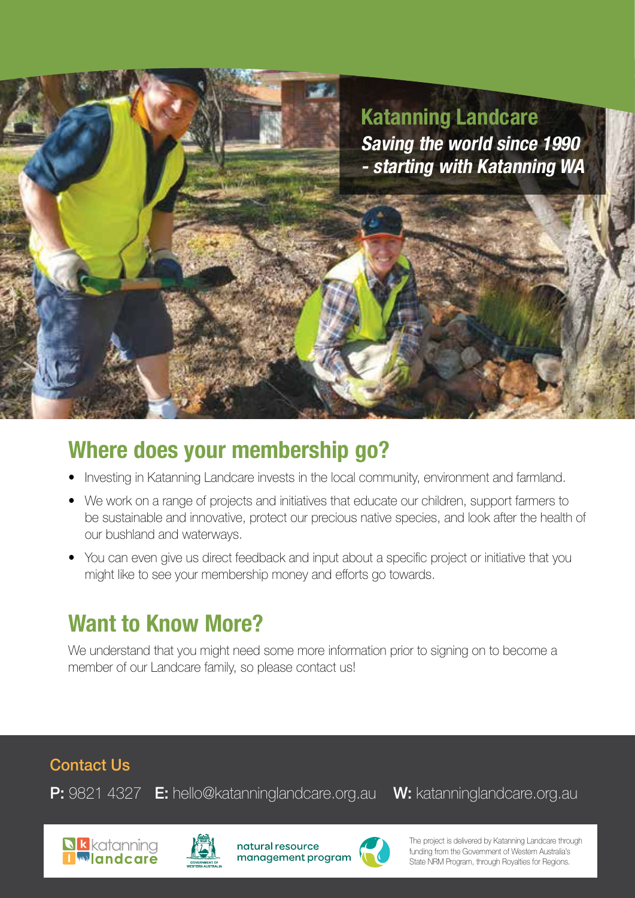**Katanning Landcare**

***Saving the world since 1990 - starting with Katanning WA***

## Where does your membership go?

- Investing in Katanning Landcare invests in the local community, environment and farmland.
- We work on a range of projects and initiatives that educate our children, support farmers to be sustainable and innovative, protect our precious native species, and look after the health of our bushland and waterways.
- You can even give us direct feedback and input about a specific project or initiative that you might like to see your membership money and efforts go towards.

## Want to Know More?

We understand that you might need some more information prior to signing on to become a member of our Landcare family, so please contact us!

### Contact Us

**P:** 9821 4327 **E:** hello@katanninglandcare.org.au **W:** katanninglandcare.org.au

katanning landcare

GOVERNMENT OF WESTERN AUSTRALIA

natural resource management program

The project is delivered by Katanning Landcare through funding from the Government of Western Australia's State NRM Program, through Royalties for Regions.